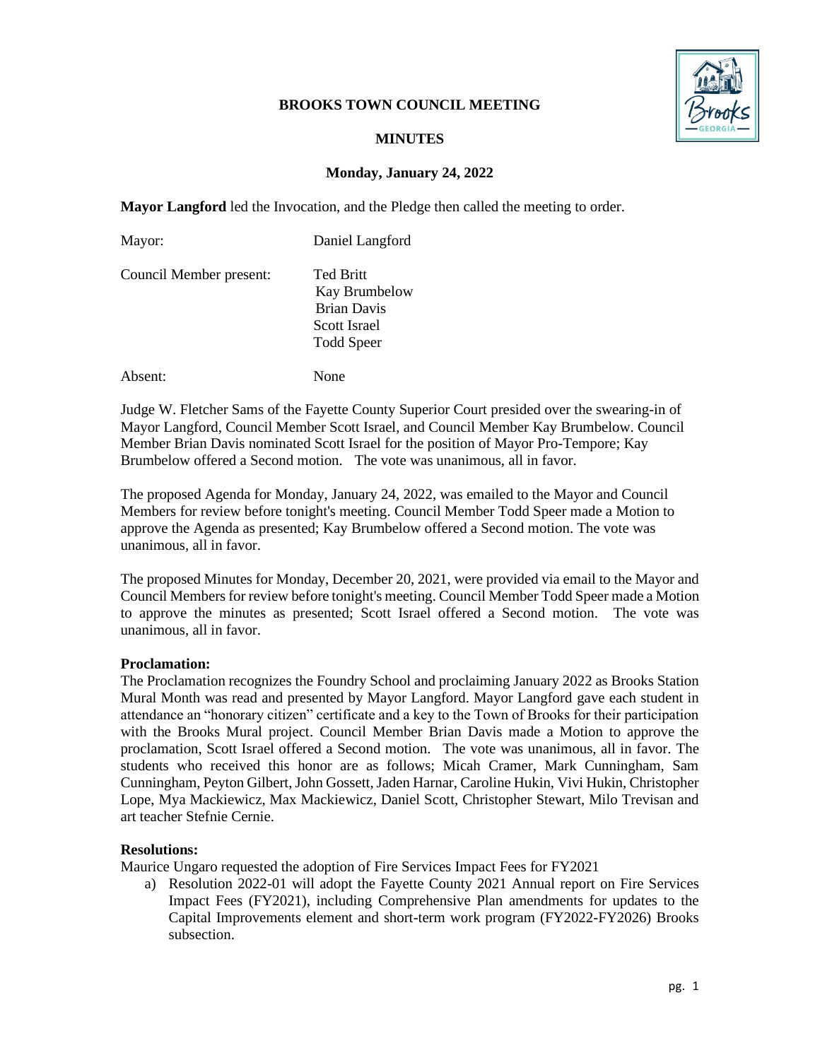# BROOKS TOWN COUNCIL MEETING

## MINUTES

### Monday, January 24, 2022

**Mayor Langford** led the Invocation, and the Pledge then called the meeting to order.

Mayor: Daniel Langford

Council Member present: Ted Britt
Kay Brumbelow
Brian Davis
Scott Israel
Todd Speer

Absent: None

Judge W. Fletcher Sams of the Fayette County Superior Court presided over the swearing-in of Mayor Langford, Council Member Scott Israel, and Council Member Kay Brumbelow. Council Member Brian Davis nominated Scott Israel for the position of Mayor Pro-Tempore; Kay Brumbelow offered a Second motion. The vote was unanimous, all in favor.

The proposed Agenda for Monday, January 24, 2022, was emailed to the Mayor and Council Members for review before tonight's meeting. Council Member Todd Speer made a Motion to approve the Agenda as presented; Kay Brumbelow offered a Second motion. The vote was unanimous, all in favor.

The proposed Minutes for Monday, December 20, 2021, were provided via email to the Mayor and Council Members for review before tonight's meeting. Council Member Todd Speer made a Motion to approve the minutes as presented; Scott Israel offered a Second motion. The vote was unanimous, all in favor.

**Proclamation:**
The Proclamation recognizes the Foundry School and proclaiming January 2022 as Brooks Station Mural Month was read and presented by Mayor Langford. Mayor Langford gave each student in attendance an "honorary citizen" certificate and a key to the Town of Brooks for their participation with the Brooks Mural project. Council Member Brian Davis made a Motion to approve the proclamation, Scott Israel offered a Second motion. The vote was unanimous, all in favor. The students who received this honor are as follows; Micah Cramer, Mark Cunningham, Sam Cunningham, Peyton Gilbert, John Gossett, Jaden Harnar, Caroline Hukin, Vivi Hukin, Christopher Lope, Mya Mackiewicz, Max Mackiewicz, Daniel Scott, Christopher Stewart, Milo Trevisan and art teacher Stefnie Cernie.

**Resolutions:**
Maurice Ungaro requested the adoption of Fire Services Impact Fees for FY2021

a) Resolution 2022-01 will adopt the Fayette County 2021 Annual report on Fire Services Impact Fees (FY2021), including Comprehensive Plan amendments for updates to the Capital Improvements element and short-term work program (FY2022-FY2026) Brooks subsection.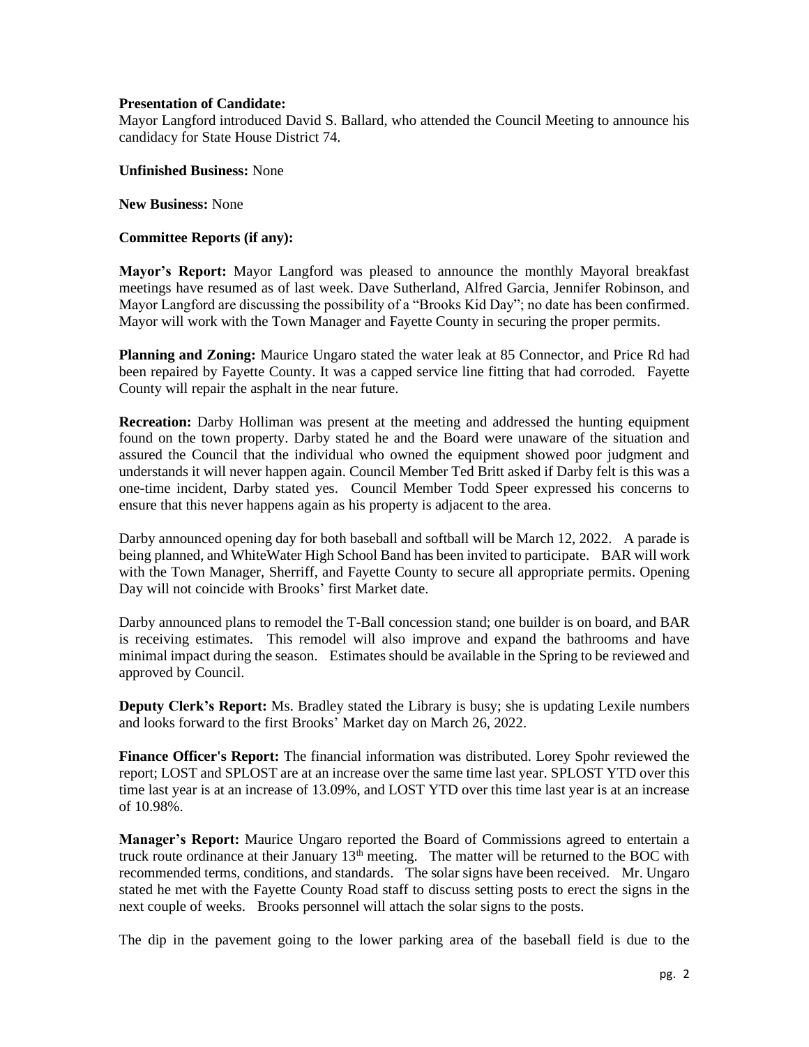**Presentation of Candidate:**
Mayor Langford introduced David S. Ballard, who attended the Council Meeting to announce his candidacy for State House District 74.

**Unfinished Business:** None

**New Business:** None

**Committee Reports (if any):**

**Mayor's Report:** Mayor Langford was pleased to announce the monthly Mayoral breakfast meetings have resumed as of last week. Dave Sutherland, Alfred Garcia, Jennifer Robinson, and Mayor Langford are discussing the possibility of a "Brooks Kid Day"; no date has been confirmed. Mayor will work with the Town Manager and Fayette County in securing the proper permits.

**Planning and Zoning:** Maurice Ungaro stated the water leak at 85 Connector, and Price Rd had been repaired by Fayette County. It was a capped service line fitting that had corroded. Fayette County will repair the asphalt in the near future.

**Recreation:** Darby Holliman was present at the meeting and addressed the hunting equipment found on the town property. Darby stated he and the Board were unaware of the situation and assured the Council that the individual who owned the equipment showed poor judgment and understands it will never happen again. Council Member Ted Britt asked if Darby felt is this was a one-time incident, Darby stated yes. Council Member Todd Speer expressed his concerns to ensure that this never happens again as his property is adjacent to the area.

Darby announced opening day for both baseball and softball will be March 12, 2022. A parade is being planned, and WhiteWater High School Band has been invited to participate. BAR will work with the Town Manager, Sherriff, and Fayette County to secure all appropriate permits. Opening Day will not coincide with Brooks' first Market date.

Darby announced plans to remodel the T-Ball concession stand; one builder is on board, and BAR is receiving estimates. This remodel will also improve and expand the bathrooms and have minimal impact during the season. Estimates should be available in the Spring to be reviewed and approved by Council.

**Deputy Clerk's Report:** Ms. Bradley stated the Library is busy; she is updating Lexile numbers and looks forward to the first Brooks' Market day on March 26, 2022.

**Finance Officer's Report:** The financial information was distributed. Lorey Spohr reviewed the report; LOST and SPLOST are at an increase over the same time last year. SPLOST YTD over this time last year is at an increase of 13.09%, and LOST YTD over this time last year is at an increase of 10.98%.

**Manager's Report:** Maurice Ungaro reported the Board of Commissions agreed to entertain a truck route ordinance at their January 13th meeting. The matter will be returned to the BOC with recommended terms, conditions, and standards. The solar signs have been received. Mr. Ungaro stated he met with the Fayette County Road staff to discuss setting posts to erect the signs in the next couple of weeks. Brooks personnel will attach the solar signs to the posts.

The dip in the pavement going to the lower parking area of the baseball field is due to the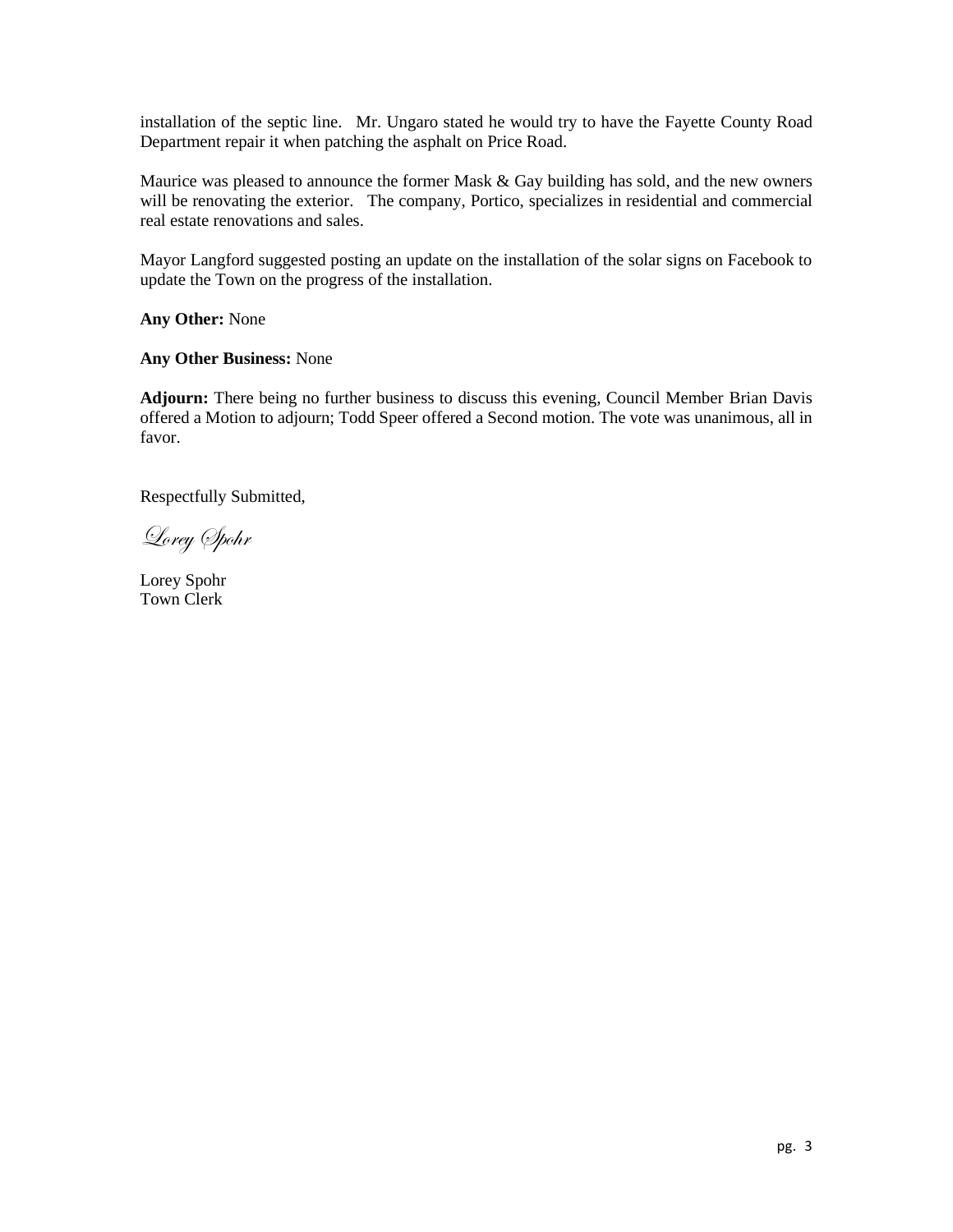installation of the septic line. Mr. Ungaro stated he would try to have the Fayette County Road Department repair it when patching the asphalt on Price Road.

Maurice was pleased to announce the former Mask & Gay building has sold, and the new owners will be renovating the exterior. The company, Portico, specializes in residential and commercial real estate renovations and sales.

Mayor Langford suggested posting an update on the installation of the solar signs on Facebook to update the Town on the progress of the installation.

**Any Other:** None

**Any Other Business:** None

**Adjourn:** There being no further business to discuss this evening, Council Member Brian Davis offered a Motion to adjourn; Todd Speer offered a Second motion. The vote was unanimous, all in favor.

Respectfully Submitted,

*Lorey Spohr*

Lorey Spohr
Town Clerk